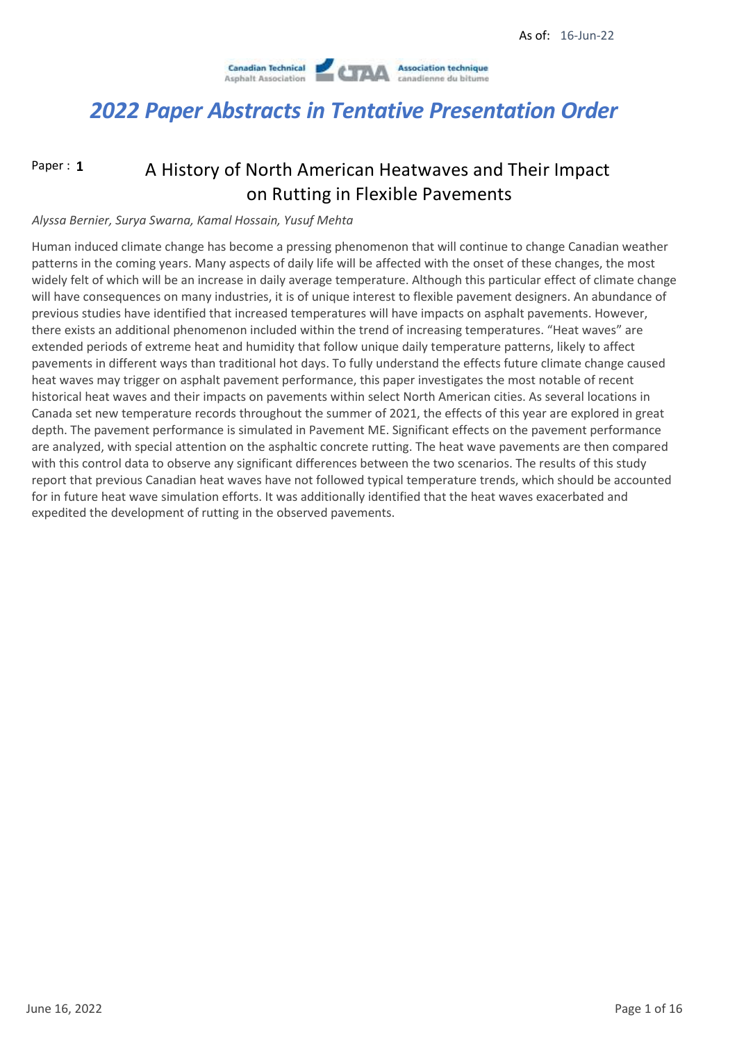As of: 16-Jun-22

Canadian Technical Asphalt Association — CTAA — Association technique canadienne du bitume

# 2022 Paper Abstracts in Tentative Presentation Order

Paper : **1**

## A History of North American Heatwaves and Their Impact on Rutting in Flexible Pavements

*Alyssa Bernier, Surya Swarna, Kamal Hossain, Yusuf Mehta*

Human induced climate change has become a pressing phenomenon that will continue to change Canadian weather patterns in the coming years. Many aspects of daily life will be affected with the onset of these changes, the most widely felt of which will be an increase in daily average temperature. Although this particular effect of climate change will have consequences on many industries, it is of unique interest to flexible pavement designers. An abundance of previous studies have identified that increased temperatures will have impacts on asphalt pavements. However, there exists an additional phenomenon included within the trend of increasing temperatures. "Heat waves" are extended periods of extreme heat and humidity that follow unique daily temperature patterns, likely to affect pavements in different ways than traditional hot days. To fully understand the effects future climate change caused heat waves may trigger on asphalt pavement performance, this paper investigates the most notable of recent historical heat waves and their impacts on pavements within select North American cities. As several locations in Canada set new temperature records throughout the summer of 2021, the effects of this year are explored in great depth. The pavement performance is simulated in Pavement ME. Significant effects on the pavement performance are analyzed, with special attention on the asphaltic concrete rutting. The heat wave pavements are then compared with this control data to observe any significant differences between the two scenarios. The results of this study report that previous Canadian heat waves have not followed typical temperature trends, which should be accounted for in future heat wave simulation efforts. It was additionally identified that the heat waves exacerbated and expedited the development of rutting in the observed pavements.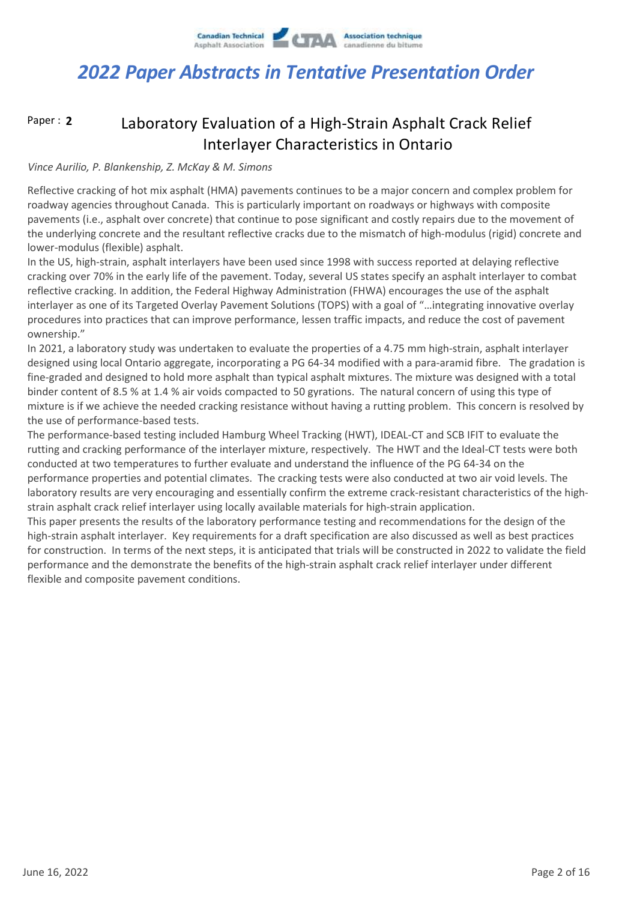# 2022 Paper Abstracts in Tentative Presentation Order

Paper : **2**

## Laboratory Evaluation of a High-Strain Asphalt Crack Relief Interlayer Characteristics in Ontario

*Vince Aurilio, P. Blankenship, Z. McKay & M. Simons*

Reflective cracking of hot mix asphalt (HMA) pavements continues to be a major concern and complex problem for roadway agencies throughout Canada. This is particularly important on roadways or highways with composite pavements (i.e., asphalt over concrete) that continue to pose significant and costly repairs due to the movement of the underlying concrete and the resultant reflective cracks due to the mismatch of high-modulus (rigid) concrete and lower-modulus (flexible) asphalt.

In the US, high-strain, asphalt interlayers have been used since 1998 with success reported at delaying reflective cracking over 70% in the early life of the pavement. Today, several US states specify an asphalt interlayer to combat reflective cracking. In addition, the Federal Highway Administration (FHWA) encourages the use of the asphalt interlayer as one of its Targeted Overlay Pavement Solutions (TOPS) with a goal of "…integrating innovative overlay procedures into practices that can improve performance, lessen traffic impacts, and reduce the cost of pavement ownership."

In 2021, a laboratory study was undertaken to evaluate the properties of a 4.75 mm high-strain, asphalt interlayer designed using local Ontario aggregate, incorporating a PG 64-34 modified with a para-aramid fibre. The gradation is fine-graded and designed to hold more asphalt than typical asphalt mixtures. The mixture was designed with a total binder content of 8.5 % at 1.4 % air voids compacted to 50 gyrations. The natural concern of using this type of mixture is if we achieve the needed cracking resistance without having a rutting problem. This concern is resolved by the use of performance-based tests.

The performance-based testing included Hamburg Wheel Tracking (HWT), IDEAL-CT and SCB IFIT to evaluate the rutting and cracking performance of the interlayer mixture, respectively. The HWT and the Ideal-CT tests were both conducted at two temperatures to further evaluate and understand the influence of the PG 64-34 on the performance properties and potential climates. The cracking tests were also conducted at two air void levels. The laboratory results are very encouraging and essentially confirm the extreme crack-resistant characteristics of the high-strain asphalt crack relief interlayer using locally available materials for high-strain application.

This paper presents the results of the laboratory performance testing and recommendations for the design of the high-strain asphalt interlayer. Key requirements for a draft specification are also discussed as well as best practices for construction. In terms of the next steps, it is anticipated that trials will be constructed in 2022 to validate the field performance and the demonstrate the benefits of the high-strain asphalt crack relief interlayer under different flexible and composite pavement conditions.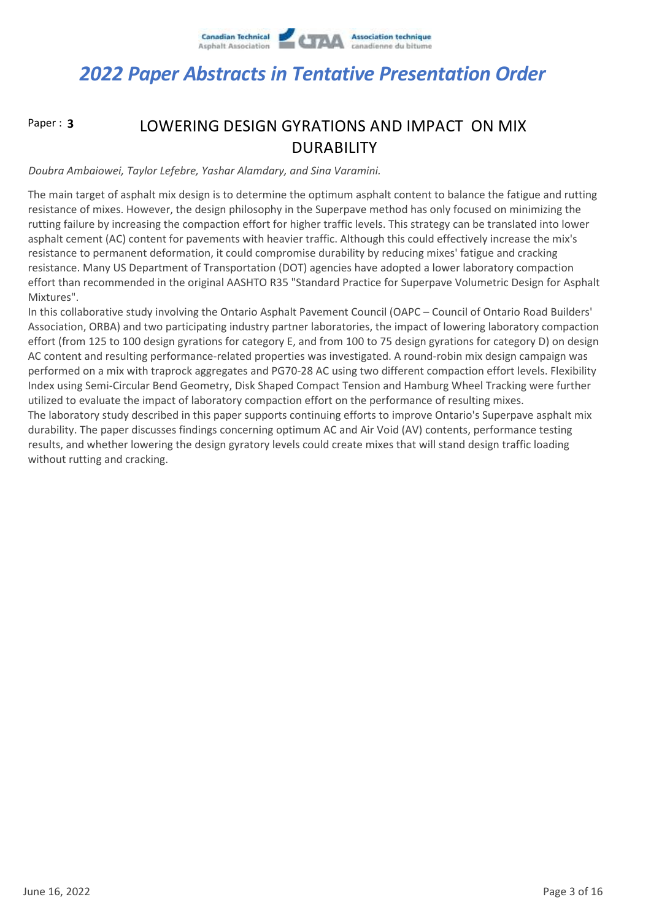## 2022 Paper Abstracts in Tentative Presentation Order

Paper : **3**

# LOWERING DESIGN GYRATIONS AND IMPACT ON MIX DURABILITY

*Doubra Ambaiowei, Taylor Lefebre, Yashar Alamdary, and Sina Varamini.*

The main target of asphalt mix design is to determine the optimum asphalt content to balance the fatigue and rutting resistance of mixes. However, the design philosophy in the Superpave method has only focused on minimizing the rutting failure by increasing the compaction effort for higher traffic levels. This strategy can be translated into lower asphalt cement (AC) content for pavements with heavier traffic. Although this could effectively increase the mix's resistance to permanent deformation, it could compromise durability by reducing mixes' fatigue and cracking resistance. Many US Department of Transportation (DOT) agencies have adopted a lower laboratory compaction effort than recommended in the original AASHTO R35 "Standard Practice for Superpave Volumetric Design for Asphalt Mixtures".

In this collaborative study involving the Ontario Asphalt Pavement Council (OAPC – Council of Ontario Road Builders' Association, ORBA) and two participating industry partner laboratories, the impact of lowering laboratory compaction effort (from 125 to 100 design gyrations for category E, and from 100 to 75 design gyrations for category D) on design AC content and resulting performance-related properties was investigated. A round-robin mix design campaign was performed on a mix with traprock aggregates and PG70-28 AC using two different compaction effort levels. Flexibility Index using Semi-Circular Bend Geometry, Disk Shaped Compact Tension and Hamburg Wheel Tracking were further utilized to evaluate the impact of laboratory compaction effort on the performance of resulting mixes.

The laboratory study described in this paper supports continuing efforts to improve Ontario's Superpave asphalt mix durability. The paper discusses findings concerning optimum AC and Air Void (AV) contents, performance testing results, and whether lowering the design gyratory levels could create mixes that will stand design traffic loading without rutting and cracking.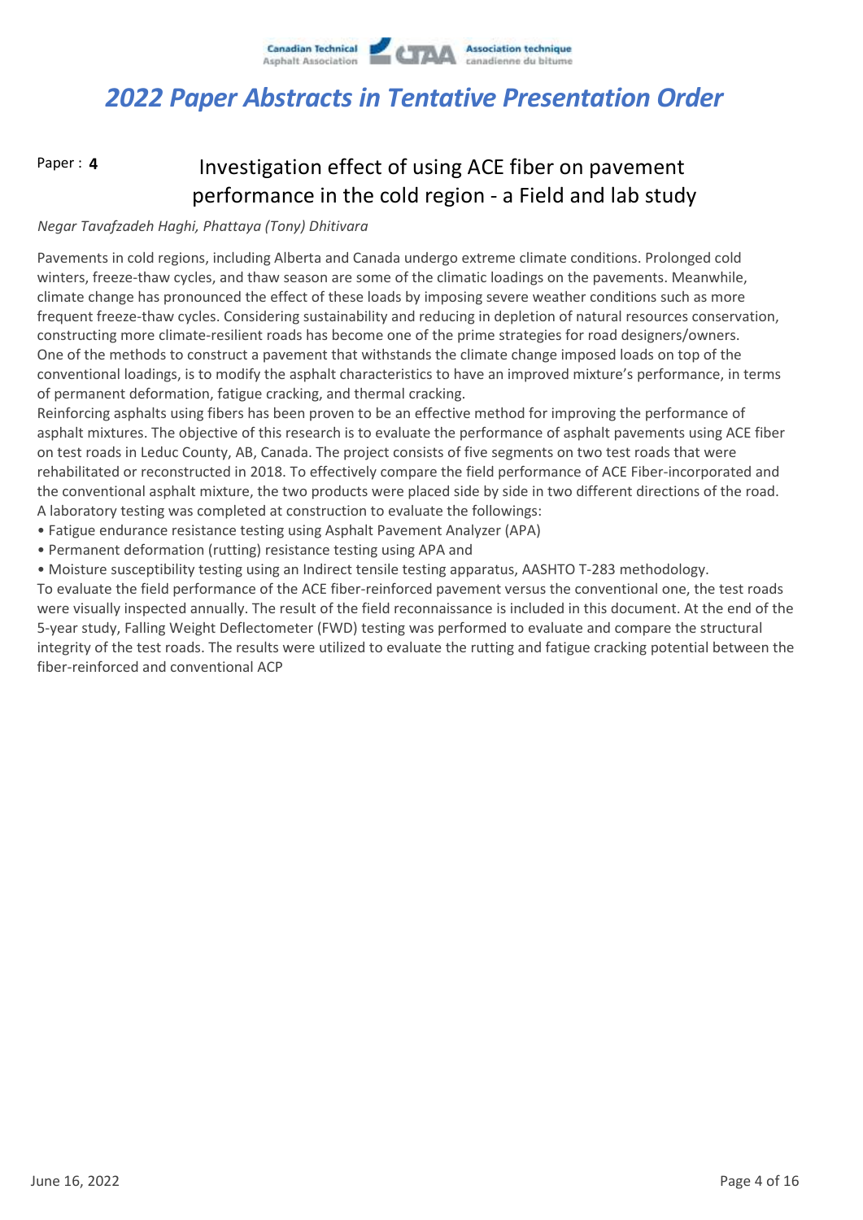# 2022 Paper Abstracts in Tentative Presentation Order

Paper : **4**

## Investigation effect of using ACE fiber on pavement performance in the cold region - a Field and lab study

*Negar Tavafzadeh Haghi, Phattaya (Tony) Dhitivara*

Pavements in cold regions, including Alberta and Canada undergo extreme climate conditions. Prolonged cold winters, freeze-thaw cycles, and thaw season are some of the climatic loadings on the pavements. Meanwhile, climate change has pronounced the effect of these loads by imposing severe weather conditions such as more frequent freeze-thaw cycles. Considering sustainability and reducing in depletion of natural resources conservation, constructing more climate-resilient roads has become one of the prime strategies for road designers/owners. One of the methods to construct a pavement that withstands the climate change imposed loads on top of the conventional loadings, is to modify the asphalt characteristics to have an improved mixture's performance, in terms of permanent deformation, fatigue cracking, and thermal cracking.

Reinforcing asphalts using fibers has been proven to be an effective method for improving the performance of asphalt mixtures. The objective of this research is to evaluate the performance of asphalt pavements using ACE fiber on test roads in Leduc County, AB, Canada. The project consists of five segments on two test roads that were rehabilitated or reconstructed in 2018. To effectively compare the field performance of ACE Fiber-incorporated and the conventional asphalt mixture, the two products were placed side by side in two different directions of the road. A laboratory testing was completed at construction to evaluate the followings:

- Fatigue endurance resistance testing using Asphalt Pavement Analyzer (APA)
- Permanent deformation (rutting) resistance testing using APA and
- Moisture susceptibility testing using an Indirect tensile testing apparatus, AASHTO T-283 methodology.

To evaluate the field performance of the ACE fiber-reinforced pavement versus the conventional one, the test roads were visually inspected annually. The result of the field reconnaissance is included in this document. At the end of the 5-year study, Falling Weight Deflectometer (FWD) testing was performed to evaluate and compare the structural integrity of the test roads. The results were utilized to evaluate the rutting and fatigue cracking potential between the fiber-reinforced and conventional ACP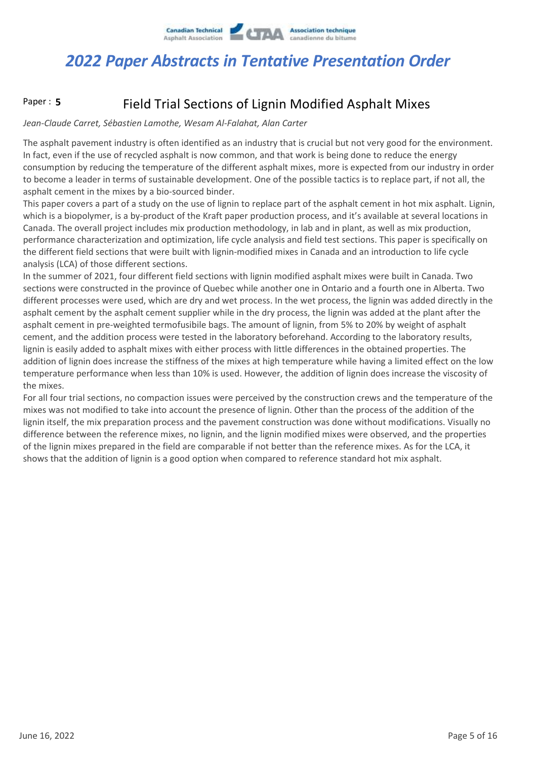# 2022 Paper Abstracts in Tentative Presentation Order

## Paper : **5** Field Trial Sections of Lignin Modified Asphalt Mixes

*Jean-Claude Carret, Sébastien Lamothe, Wesam Al-Falahat, Alan Carter*

The asphalt pavement industry is often identified as an industry that is crucial but not very good for the environment. In fact, even if the use of recycled asphalt is now common, and that work is being done to reduce the energy consumption by reducing the temperature of the different asphalt mixes, more is expected from our industry in order to become a leader in terms of sustainable development. One of the possible tactics is to replace part, if not all, the asphalt cement in the mixes by a bio-sourced binder.

This paper covers a part of a study on the use of lignin to replace part of the asphalt cement in hot mix asphalt. Lignin, which is a biopolymer, is a by-product of the Kraft paper production process, and it's available at several locations in Canada. The overall project includes mix production methodology, in lab and in plant, as well as mix production, performance characterization and optimization, life cycle analysis and field test sections. This paper is specifically on the different field sections that were built with lignin-modified mixes in Canada and an introduction to life cycle analysis (LCA) of those different sections.

In the summer of 2021, four different field sections with lignin modified asphalt mixes were built in Canada. Two sections were constructed in the province of Quebec while another one in Ontario and a fourth one in Alberta. Two different processes were used, which are dry and wet process. In the wet process, the lignin was added directly in the asphalt cement by the asphalt cement supplier while in the dry process, the lignin was added at the plant after the asphalt cement in pre-weighted termofusibile bags. The amount of lignin, from 5% to 20% by weight of asphalt cement, and the addition process were tested in the laboratory beforehand. According to the laboratory results, lignin is easily added to asphalt mixes with either process with little differences in the obtained properties. The addition of lignin does increase the stiffness of the mixes at high temperature while having a limited effect on the low temperature performance when less than 10% is used. However, the addition of lignin does increase the viscosity of the mixes.

For all four trial sections, no compaction issues were perceived by the construction crews and the temperature of the mixes was not modified to take into account the presence of lignin. Other than the process of the addition of the lignin itself, the mix preparation process and the pavement construction was done without modifications. Visually no difference between the reference mixes, no lignin, and the lignin modified mixes were observed, and the properties of the lignin mixes prepared in the field are comparable if not better than the reference mixes. As for the LCA, it shows that the addition of lignin is a good option when compared to reference standard hot mix asphalt.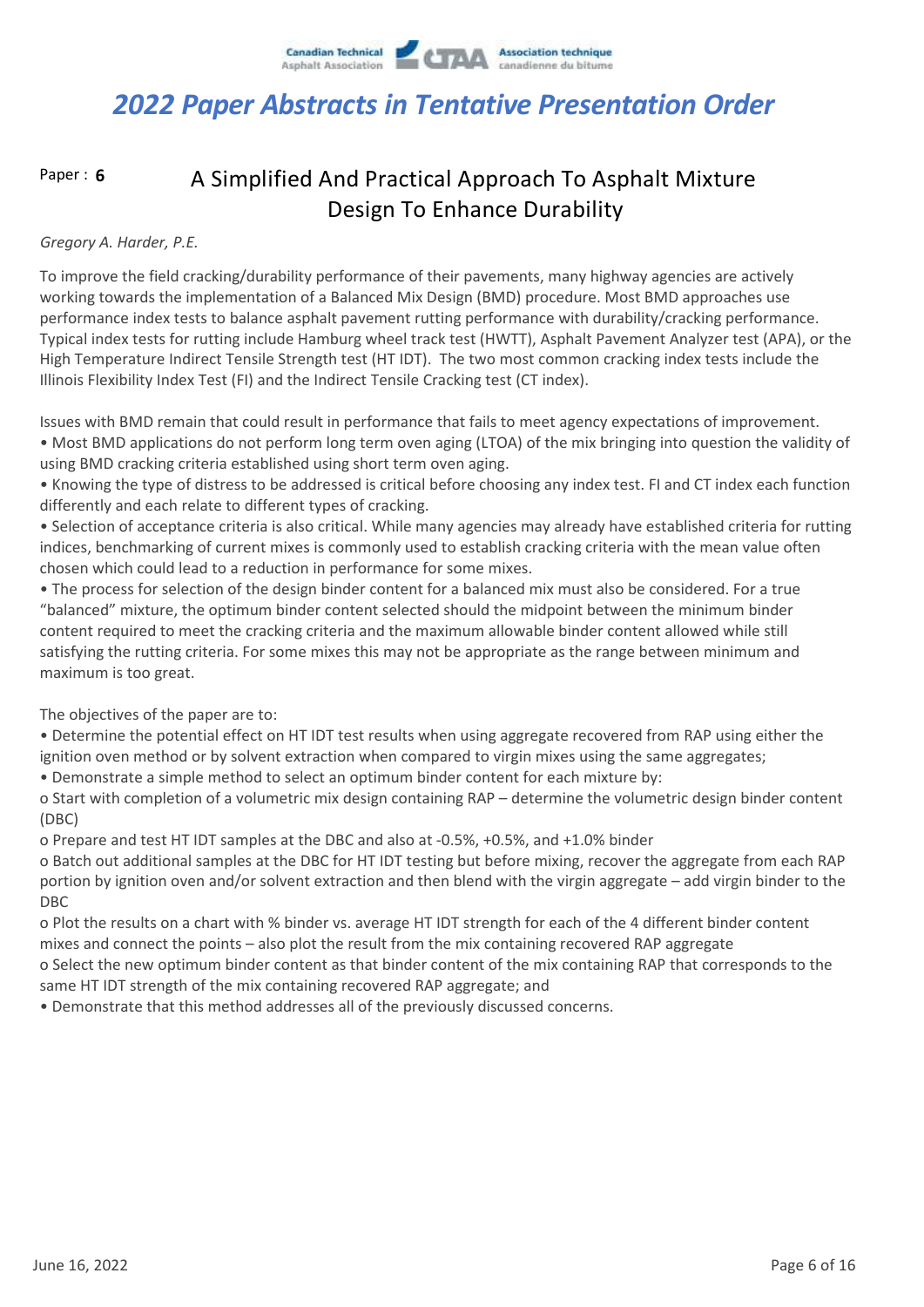# 2022 Paper Abstracts in Tentative Presentation Order

Paper : **6**

## A Simplified And Practical Approach To Asphalt Mixture Design To Enhance Durability

*Gregory A. Harder, P.E.*

To improve the field cracking/durability performance of their pavements, many highway agencies are actively working towards the implementation of a Balanced Mix Design (BMD) procedure. Most BMD approaches use performance index tests to balance asphalt pavement rutting performance with durability/cracking performance. Typical index tests for rutting include Hamburg wheel track test (HWTT), Asphalt Pavement Analyzer test (APA), or the High Temperature Indirect Tensile Strength test (HT IDT). The two most common cracking index tests include the Illinois Flexibility Index Test (FI) and the Indirect Tensile Cracking test (CT index).

Issues with BMD remain that could result in performance that fails to meet agency expectations of improvement.

- Most BMD applications do not perform long term oven aging (LTOA) of the mix bringing into question the validity of using BMD cracking criteria established using short term oven aging.
- Knowing the type of distress to be addressed is critical before choosing any index test. FI and CT index each function differently and each relate to different types of cracking.
- Selection of acceptance criteria is also critical. While many agencies may already have established criteria for rutting indices, benchmarking of current mixes is commonly used to establish cracking criteria with the mean value often chosen which could lead to a reduction in performance for some mixes.
- The process for selection of the design binder content for a balanced mix must also be considered. For a true "balanced" mixture, the optimum binder content selected should the midpoint between the minimum binder content required to meet the cracking criteria and the maximum allowable binder content allowed while still satisfying the rutting criteria. For some mixes this may not be appropriate as the range between minimum and maximum is too great.

The objectives of the paper are to:

- Determine the potential effect on HT IDT test results when using aggregate recovered from RAP using either the ignition oven method or by solvent extraction when compared to virgin mixes using the same aggregates;
- Demonstrate a simple method to select an optimum binder content for each mixture by:
  - Start with completion of a volumetric mix design containing RAP – determine the volumetric design binder content (DBC)
  - Prepare and test HT IDT samples at the DBC and also at -0.5%, +0.5%, and +1.0% binder
  - Batch out additional samples at the DBC for HT IDT testing but before mixing, recover the aggregate from each RAP portion by ignition oven and/or solvent extraction and then blend with the virgin aggregate – add virgin binder to the DBC
  - Plot the results on a chart with % binder vs. average HT IDT strength for each of the 4 different binder content mixes and connect the points – also plot the result from the mix containing recovered RAP aggregate
  - Select the new optimum binder content as that binder content of the mix containing RAP that corresponds to the same HT IDT strength of the mix containing recovered RAP aggregate; and
- Demonstrate that this method addresses all of the previously discussed concerns.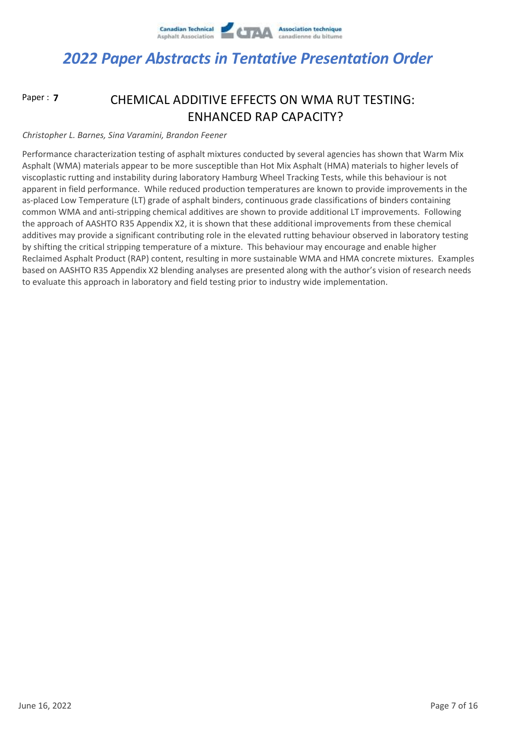# 2022 Paper Abstracts in Tentative Presentation Order

Paper : **7**

## CHEMICAL ADDITIVE EFFECTS ON WMA RUT TESTING: ENHANCED RAP CAPACITY?

*Christopher L. Barnes, Sina Varamini, Brandon Feener*

Performance characterization testing of asphalt mixtures conducted by several agencies has shown that Warm Mix Asphalt (WMA) materials appear to be more susceptible than Hot Mix Asphalt (HMA) materials to higher levels of viscoplastic rutting and instability during laboratory Hamburg Wheel Tracking Tests, while this behaviour is not apparent in field performance. While reduced production temperatures are known to provide improvements in the as-placed Low Temperature (LT) grade of asphalt binders, continuous grade classifications of binders containing common WMA and anti-stripping chemical additives are shown to provide additional LT improvements. Following the approach of AASHTO R35 Appendix X2, it is shown that these additional improvements from these chemical additives may provide a significant contributing role in the elevated rutting behaviour observed in laboratory testing by shifting the critical stripping temperature of a mixture. This behaviour may encourage and enable higher Reclaimed Asphalt Product (RAP) content, resulting in more sustainable WMA and HMA concrete mixtures. Examples based on AASHTO R35 Appendix X2 blending analyses are presented along with the author's vision of research needs to evaluate this approach in laboratory and field testing prior to industry wide implementation.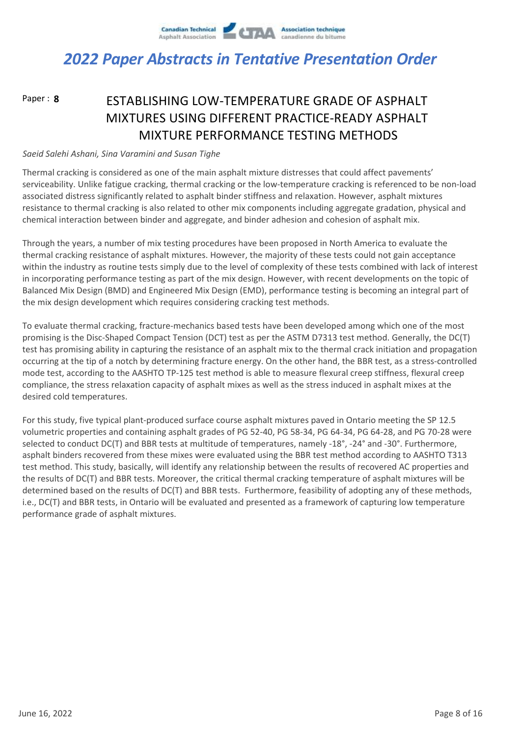## 2022 Paper Abstracts in Tentative Presentation Order

Paper : **8**

# ESTABLISHING LOW-TEMPERATURE GRADE OF ASPHALT MIXTURES USING DIFFERENT PRACTICE-READY ASPHALT MIXTURE PERFORMANCE TESTING METHODS

*Saeid Salehi Ashani, Sina Varamini and Susan Tighe*

Thermal cracking is considered as one of the main asphalt mixture distresses that could affect pavements' serviceability. Unlike fatigue cracking, thermal cracking or the low-temperature cracking is referenced to be non-load associated distress significantly related to asphalt binder stiffness and relaxation. However, asphalt mixtures resistance to thermal cracking is also related to other mix components including aggregate gradation, physical and chemical interaction between binder and aggregate, and binder adhesion and cohesion of asphalt mix.

Through the years, a number of mix testing procedures have been proposed in North America to evaluate the thermal cracking resistance of asphalt mixtures. However, the majority of these tests could not gain acceptance within the industry as routine tests simply due to the level of complexity of these tests combined with lack of interest in incorporating performance testing as part of the mix design. However, with recent developments on the topic of Balanced Mix Design (BMD) and Engineered Mix Design (EMD), performance testing is becoming an integral part of the mix design development which requires considering cracking test methods.

To evaluate thermal cracking, fracture-mechanics based tests have been developed among which one of the most promising is the Disc-Shaped Compact Tension (DCT) test as per the ASTM D7313 test method. Generally, the DC(T) test has promising ability in capturing the resistance of an asphalt mix to the thermal crack initiation and propagation occurring at the tip of a notch by determining fracture energy. On the other hand, the BBR test, as a stress-controlled mode test, according to the AASHTO TP-125 test method is able to measure flexural creep stiffness, flexural creep compliance, the stress relaxation capacity of asphalt mixes as well as the stress induced in asphalt mixes at the desired cold temperatures.

For this study, five typical plant-produced surface course asphalt mixtures paved in Ontario meeting the SP 12.5 volumetric properties and containing asphalt grades of PG 52-40, PG 58-34, PG 64-34, PG 64-28, and PG 70-28 were selected to conduct DC(T) and BBR tests at multitude of temperatures, namely -18°, -24° and -30°. Furthermore, asphalt binders recovered from these mixes were evaluated using the BBR test method according to AASHTO T313 test method. This study, basically, will identify any relationship between the results of recovered AC properties and the results of DC(T) and BBR tests. Moreover, the critical thermal cracking temperature of asphalt mixtures will be determined based on the results of DC(T) and BBR tests. Furthermore, feasibility of adopting any of these methods, i.e., DC(T) and BBR tests, in Ontario will be evaluated and presented as a framework of capturing low temperature performance grade of asphalt mixtures.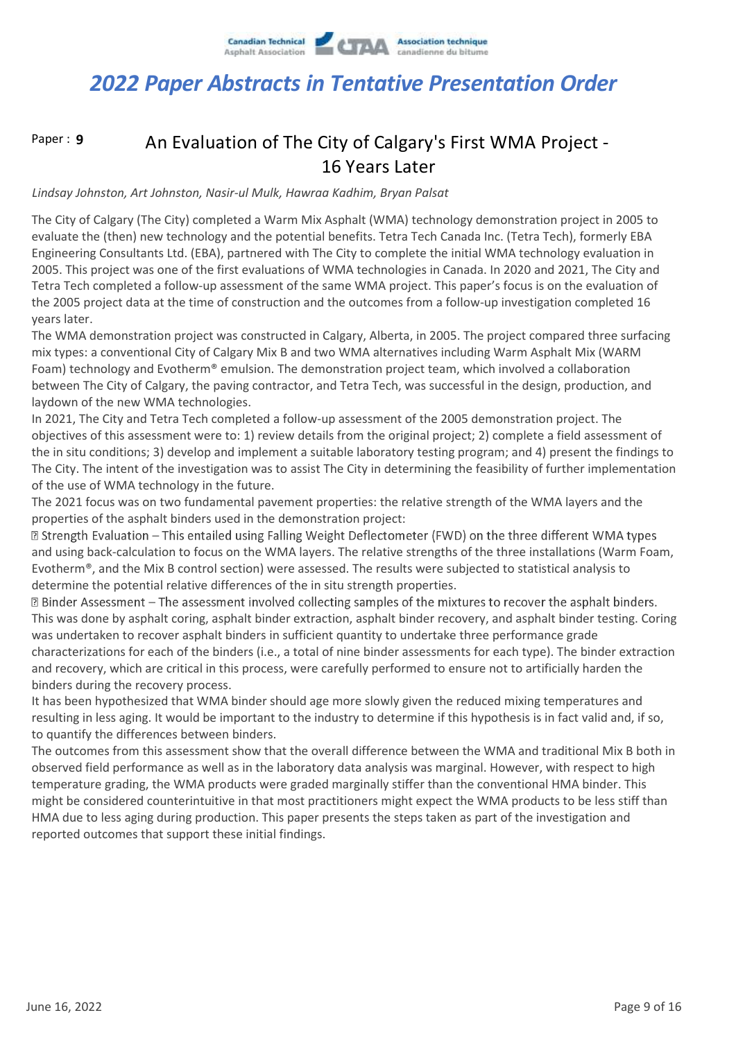# 2022 Paper Abstracts in Tentative Presentation Order

Paper : **9**

## An Evaluation of The City of Calgary's First WMA Project - 16 Years Later

*Lindsay Johnston, Art Johnston, Nasir-ul Mulk, Hawraa Kadhim, Bryan Palsat*

The City of Calgary (The City) completed a Warm Mix Asphalt (WMA) technology demonstration project in 2005 to evaluate the (then) new technology and the potential benefits. Tetra Tech Canada Inc. (Tetra Tech), formerly EBA Engineering Consultants Ltd. (EBA), partnered with The City to complete the initial WMA technology evaluation in 2005. This project was one of the first evaluations of WMA technologies in Canada. In 2020 and 2021, The City and Tetra Tech completed a follow-up assessment of the same WMA project. This paper's focus is on the evaluation of the 2005 project data at the time of construction and the outcomes from a follow-up investigation completed 16 years later.

The WMA demonstration project was constructed in Calgary, Alberta, in 2005. The project compared three surfacing mix types: a conventional City of Calgary Mix B and two WMA alternatives including Warm Asphalt Mix (WARM Foam) technology and Evotherm® emulsion. The demonstration project team, which involved a collaboration between The City of Calgary, the paving contractor, and Tetra Tech, was successful in the design, production, and laydown of the new WMA technologies.

In 2021, The City and Tetra Tech completed a follow-up assessment of the 2005 demonstration project. The objectives of this assessment were to: 1) review details from the original project; 2) complete a field assessment of the in situ conditions; 3) develop and implement a suitable laboratory testing program; and 4) present the findings to The City. The intent of the investigation was to assist The City in determining the feasibility of further implementation of the use of WMA technology in the future.

The 2021 focus was on two fundamental pavement properties: the relative strength of the WMA layers and the properties of the asphalt binders used in the demonstration project:

- Strength Evaluation – This entailed using Falling Weight Deflectometer (FWD) on the three different WMA types and using back-calculation to focus on the WMA layers. The relative strengths of the three installations (Warm Foam, Evotherm®, and the Mix B control section) were assessed. The results were subjected to statistical analysis to determine the potential relative differences of the in situ strength properties.
- Binder Assessment – The assessment involved collecting samples of the mixtures to recover the asphalt binders. This was done by asphalt coring, asphalt binder extraction, asphalt binder recovery, and asphalt binder testing. Coring was undertaken to recover asphalt binders in sufficient quantity to undertake three performance grade characterizations for each of the binders (i.e., a total of nine binder assessments for each type). The binder extraction and recovery, which are critical in this process, were carefully performed to ensure not to artificially harden the binders during the recovery process.

It has been hypothesized that WMA binder should age more slowly given the reduced mixing temperatures and resulting in less aging. It would be important to the industry to determine if this hypothesis is in fact valid and, if so, to quantify the differences between binders.

The outcomes from this assessment show that the overall difference between the WMA and traditional Mix B both in observed field performance as well as in the laboratory data analysis was marginal. However, with respect to high temperature grading, the WMA products were graded marginally stiffer than the conventional HMA binder. This might be considered counterintuitive in that most practitioners might expect the WMA products to be less stiff than HMA due to less aging during production. This paper presents the steps taken as part of the investigation and reported outcomes that support these initial findings.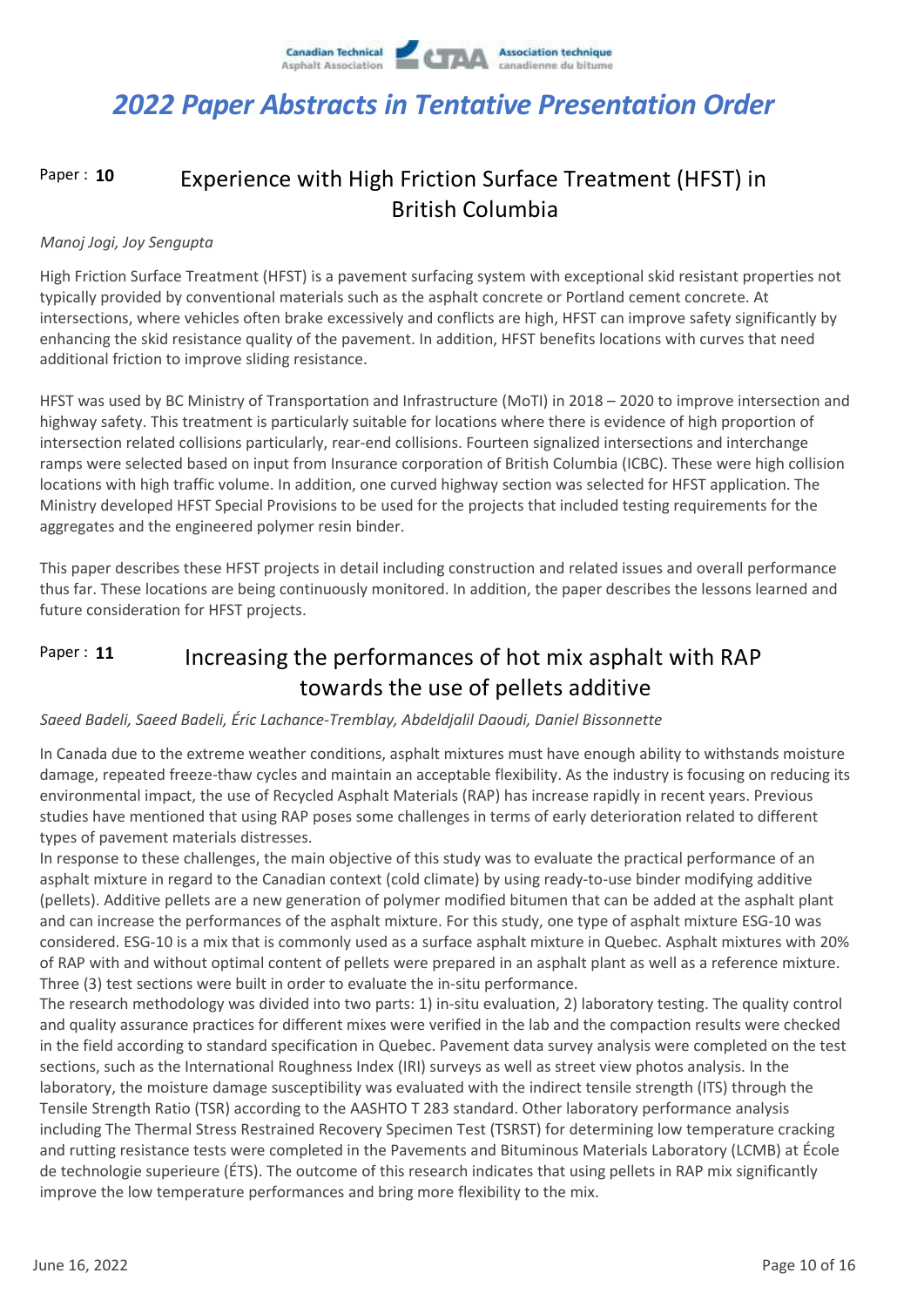# 2022 Paper Abstracts in Tentative Presentation Order

Paper : **10**

## Experience with High Friction Surface Treatment (HFST) in British Columbia

*Manoj Jogi, Joy Sengupta*

High Friction Surface Treatment (HFST) is a pavement surfacing system with exceptional skid resistant properties not typically provided by conventional materials such as the asphalt concrete or Portland cement concrete. At intersections, where vehicles often brake excessively and conflicts are high, HFST can improve safety significantly by enhancing the skid resistance quality of the pavement. In addition, HFST benefits locations with curves that need additional friction to improve sliding resistance.

HFST was used by BC Ministry of Transportation and Infrastructure (MoTI) in 2018 – 2020 to improve intersection and highway safety. This treatment is particularly suitable for locations where there is evidence of high proportion of intersection related collisions particularly, rear-end collisions. Fourteen signalized intersections and interchange ramps were selected based on input from Insurance corporation of British Columbia (ICBC). These were high collision locations with high traffic volume. In addition, one curved highway section was selected for HFST application. The Ministry developed HFST Special Provisions to be used for the projects that included testing requirements for the aggregates and the engineered polymer resin binder.

This paper describes these HFST projects in detail including construction and related issues and overall performance thus far. These locations are being continuously monitored. In addition, the paper describes the lessons learned and future consideration for HFST projects.

Paper : **11**

## Increasing the performances of hot mix asphalt with RAP towards the use of pellets additive

*Saeed Badeli, Saeed Badeli, Éric Lachance-Tremblay, Abdeldjalil Daoudi, Daniel Bissonnette*

In Canada due to the extreme weather conditions, asphalt mixtures must have enough ability to withstands moisture damage, repeated freeze-thaw cycles and maintain an acceptable flexibility. As the industry is focusing on reducing its environmental impact, the use of Recycled Asphalt Materials (RAP) has increase rapidly in recent years. Previous studies have mentioned that using RAP poses some challenges in terms of early deterioration related to different types of pavement materials distresses.
In response to these challenges, the main objective of this study was to evaluate the practical performance of an asphalt mixture in regard to the Canadian context (cold climate) by using ready-to-use binder modifying additive (pellets). Additive pellets are a new generation of polymer modified bitumen that can be added at the asphalt plant and can increase the performances of the asphalt mixture. For this study, one type of asphalt mixture ESG-10 was considered. ESG-10 is a mix that is commonly used as a surface asphalt mixture in Quebec. Asphalt mixtures with 20% of RAP with and without optimal content of pellets were prepared in an asphalt plant as well as a reference mixture. Three (3) test sections were built in order to evaluate the in-situ performance.
The research methodology was divided into two parts: 1) in-situ evaluation, 2) laboratory testing. The quality control and quality assurance practices for different mixes were verified in the lab and the compaction results were checked in the field according to standard specification in Quebec. Pavement data survey analysis were completed on the test sections, such as the International Roughness Index (IRI) surveys as well as street view photos analysis. In the laboratory, the moisture damage susceptibility was evaluated with the indirect tensile strength (ITS) through the Tensile Strength Ratio (TSR) according to the AASHTO T 283 standard. Other laboratory performance analysis including The Thermal Stress Restrained Recovery Specimen Test (TSRST) for determining low temperature cracking and rutting resistance tests were completed in the Pavements and Bituminous Materials Laboratory (LCMB) at École de technologie superieure (ÉTS). The outcome of this research indicates that using pellets in RAP mix significantly improve the low temperature performances and bring more flexibility to the mix.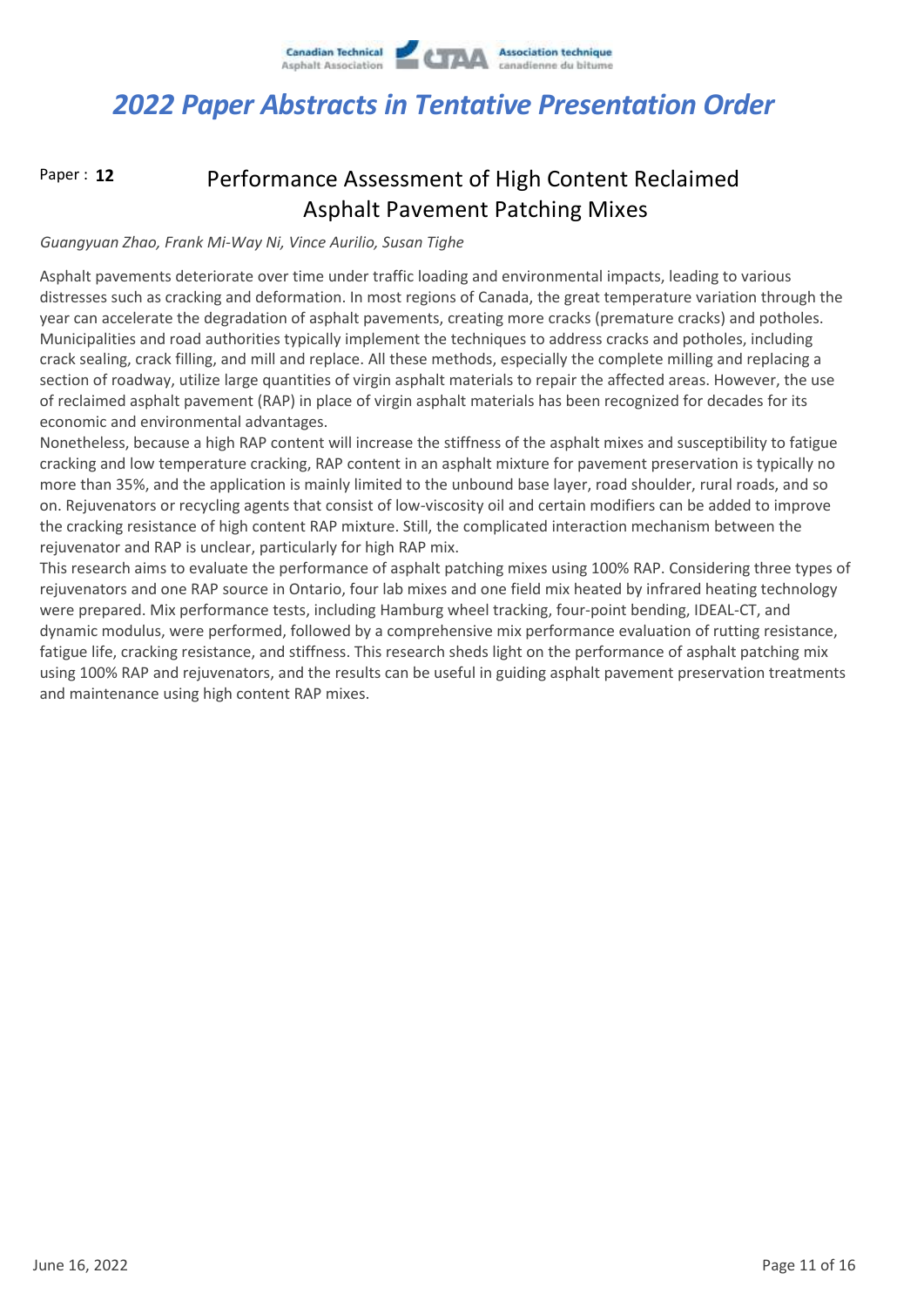# 2022 Paper Abstracts in Tentative Presentation Order

Paper : **12**

## Performance Assessment of High Content Reclaimed Asphalt Pavement Patching Mixes

*Guangyuan Zhao, Frank Mi-Way Ni, Vince Aurilio, Susan Tighe*

Asphalt pavements deteriorate over time under traffic loading and environmental impacts, leading to various distresses such as cracking and deformation. In most regions of Canada, the great temperature variation through the year can accelerate the degradation of asphalt pavements, creating more cracks (premature cracks) and potholes. Municipalities and road authorities typically implement the techniques to address cracks and potholes, including crack sealing, crack filling, and mill and replace. All these methods, especially the complete milling and replacing a section of roadway, utilize large quantities of virgin asphalt materials to repair the affected areas. However, the use of reclaimed asphalt pavement (RAP) in place of virgin asphalt materials has been recognized for decades for its economic and environmental advantages.

Nonetheless, because a high RAP content will increase the stiffness of the asphalt mixes and susceptibility to fatigue cracking and low temperature cracking, RAP content in an asphalt mixture for pavement preservation is typically no more than 35%, and the application is mainly limited to the unbound base layer, road shoulder, rural roads, and so on. Rejuvenators or recycling agents that consist of low-viscosity oil and certain modifiers can be added to improve the cracking resistance of high content RAP mixture. Still, the complicated interaction mechanism between the rejuvenator and RAP is unclear, particularly for high RAP mix.

This research aims to evaluate the performance of asphalt patching mixes using 100% RAP. Considering three types of rejuvenators and one RAP source in Ontario, four lab mixes and one field mix heated by infrared heating technology were prepared. Mix performance tests, including Hamburg wheel tracking, four-point bending, IDEAL-CT, and dynamic modulus, were performed, followed by a comprehensive mix performance evaluation of rutting resistance, fatigue life, cracking resistance, and stiffness. This research sheds light on the performance of asphalt patching mix using 100% RAP and rejuvenators, and the results can be useful in guiding asphalt pavement preservation treatments and maintenance using high content RAP mixes.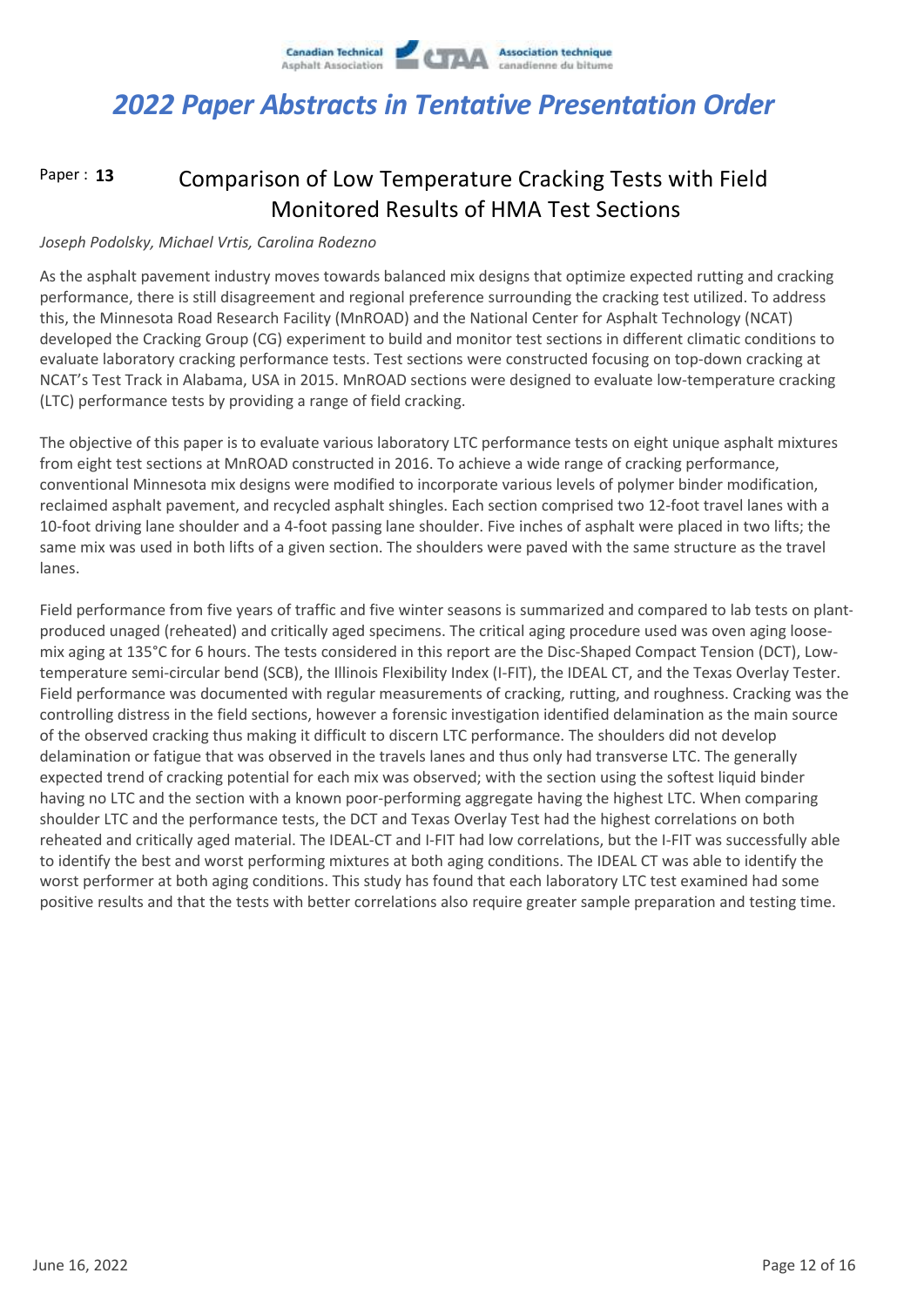# 2022 Paper Abstracts in Tentative Presentation Order

## Paper : **13** Comparison of Low Temperature Cracking Tests with Field Monitored Results of HMA Test Sections

*Joseph Podolsky, Michael Vrtis, Carolina Rodezno*

As the asphalt pavement industry moves towards balanced mix designs that optimize expected rutting and cracking performance, there is still disagreement and regional preference surrounding the cracking test utilized. To address this, the Minnesota Road Research Facility (MnROAD) and the National Center for Asphalt Technology (NCAT) developed the Cracking Group (CG) experiment to build and monitor test sections in different climatic conditions to evaluate laboratory cracking performance tests. Test sections were constructed focusing on top-down cracking at NCAT's Test Track in Alabama, USA in 2015. MnROAD sections were designed to evaluate low-temperature cracking (LTC) performance tests by providing a range of field cracking.

The objective of this paper is to evaluate various laboratory LTC performance tests on eight unique asphalt mixtures from eight test sections at MnROAD constructed in 2016. To achieve a wide range of cracking performance, conventional Minnesota mix designs were modified to incorporate various levels of polymer binder modification, reclaimed asphalt pavement, and recycled asphalt shingles. Each section comprised two 12-foot travel lanes with a 10-foot driving lane shoulder and a 4-foot passing lane shoulder. Five inches of asphalt were placed in two lifts; the same mix was used in both lifts of a given section. The shoulders were paved with the same structure as the travel lanes.

Field performance from five years of traffic and five winter seasons is summarized and compared to lab tests on plant-produced unaged (reheated) and critically aged specimens. The critical aging procedure used was oven aging loose-mix aging at 135°C for 6 hours. The tests considered in this report are the Disc-Shaped Compact Tension (DCT), Low-temperature semi-circular bend (SCB), the Illinois Flexibility Index (I-FIT), the IDEAL CT, and the Texas Overlay Tester. Field performance was documented with regular measurements of cracking, rutting, and roughness. Cracking was the controlling distress in the field sections, however a forensic investigation identified delamination as the main source of the observed cracking thus making it difficult to discern LTC performance. The shoulders did not develop delamination or fatigue that was observed in the travels lanes and thus only had transverse LTC. The generally expected trend of cracking potential for each mix was observed; with the section using the softest liquid binder having no LTC and the section with a known poor-performing aggregate having the highest LTC. When comparing shoulder LTC and the performance tests, the DCT and Texas Overlay Test had the highest correlations on both reheated and critically aged material. The IDEAL-CT and I-FIT had low correlations, but the I-FIT was successfully able to identify the best and worst performing mixtures at both aging conditions. The IDEAL CT was able to identify the worst performer at both aging conditions. This study has found that each laboratory LTC test examined had some positive results and that the tests with better correlations also require greater sample preparation and testing time.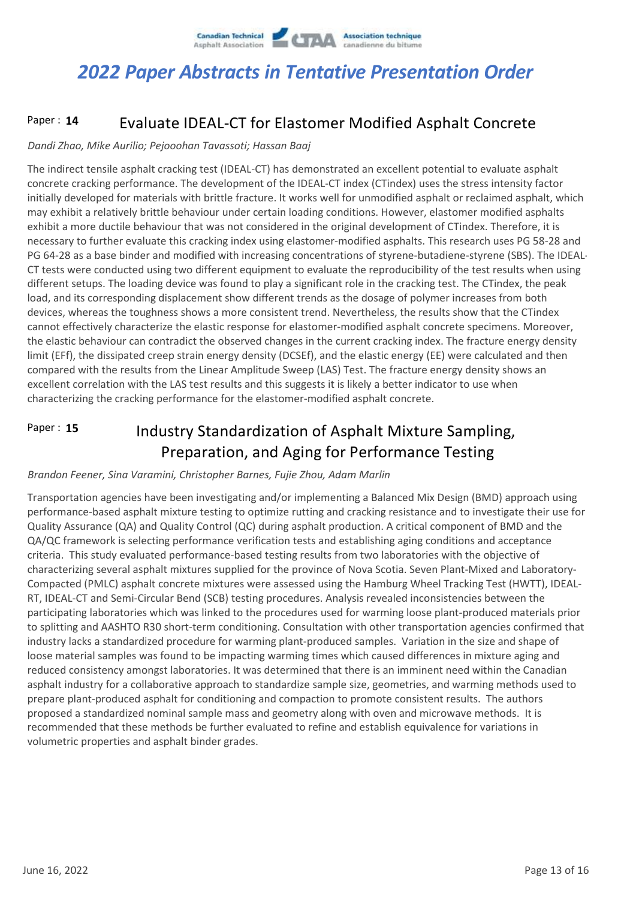# 2022 Paper Abstracts in Tentative Presentation Order

## Paper : 14 — Evaluate IDEAL-CT for Elastomer Modified Asphalt Concrete

*Dandi Zhao, Mike Aurilio; Pejooohan Tavassoti; Hassan Baaj*

The indirect tensile asphalt cracking test (IDEAL-CT) has demonstrated an excellent potential to evaluate asphalt concrete cracking performance. The development of the IDEAL-CT index (CTindex) uses the stress intensity factor initially developed for materials with brittle fracture. It works well for unmodified asphalt or reclaimed asphalt, which may exhibit a relatively brittle behaviour under certain loading conditions. However, elastomer modified asphalts exhibit a more ductile behaviour that was not considered in the original development of CTindex. Therefore, it is necessary to further evaluate this cracking index using elastomer-modified asphalts. This research uses PG 58-28 and PG 64-28 as a base binder and modified with increasing concentrations of styrene-butadiene-styrene (SBS). The IDEAL-CT tests were conducted using two different equipment to evaluate the reproducibility of the test results when using different setups. The loading device was found to play a significant role in the cracking test. The CTindex, the peak load, and its corresponding displacement show different trends as the dosage of polymer increases from both devices, whereas the toughness shows a more consistent trend. Nevertheless, the results show that the CTindex cannot effectively characterize the elastic response for elastomer-modified asphalt concrete specimens. Moreover, the elastic behaviour can contradict the observed changes in the current cracking index. The fracture energy density limit (EFf), the dissipated creep strain energy density (DCSEf), and the elastic energy (EE) were calculated and then compared with the results from the Linear Amplitude Sweep (LAS) Test. The fracture energy density shows an excellent correlation with the LAS test results and this suggests it is likely a better indicator to use when characterizing the cracking performance for the elastomer-modified asphalt concrete.

## Paper : 15 — Industry Standardization of Asphalt Mixture Sampling, Preparation, and Aging for Performance Testing

*Brandon Feener, Sina Varamini, Christopher Barnes, Fujie Zhou, Adam Marlin*

Transportation agencies have been investigating and/or implementing a Balanced Mix Design (BMD) approach using performance-based asphalt mixture testing to optimize rutting and cracking resistance and to investigate their use for Quality Assurance (QA) and Quality Control (QC) during asphalt production. A critical component of BMD and the QA/QC framework is selecting performance verification tests and establishing aging conditions and acceptance criteria. This study evaluated performance-based testing results from two laboratories with the objective of characterizing several asphalt mixtures supplied for the province of Nova Scotia. Seven Plant-Mixed and Laboratory-Compacted (PMLC) asphalt concrete mixtures were assessed using the Hamburg Wheel Tracking Test (HWTT), IDEAL-RT, IDEAL-CT and Semi-Circular Bend (SCB) testing procedures. Analysis revealed inconsistencies between the participating laboratories which was linked to the procedures used for warming loose plant-produced materials prior to splitting and AASHTO R30 short-term conditioning. Consultation with other transportation agencies confirmed that industry lacks a standardized procedure for warming plant-produced samples. Variation in the size and shape of loose material samples was found to be impacting warming times which caused differences in mixture aging and reduced consistency amongst laboratories. It was determined that there is an imminent need within the Canadian asphalt industry for a collaborative approach to standardize sample size, geometries, and warming methods used to prepare plant-produced asphalt for conditioning and compaction to promote consistent results. The authors proposed a standardized nominal sample mass and geometry along with oven and microwave methods. It is recommended that these methods be further evaluated to refine and establish equivalence for variations in volumetric properties and asphalt binder grades.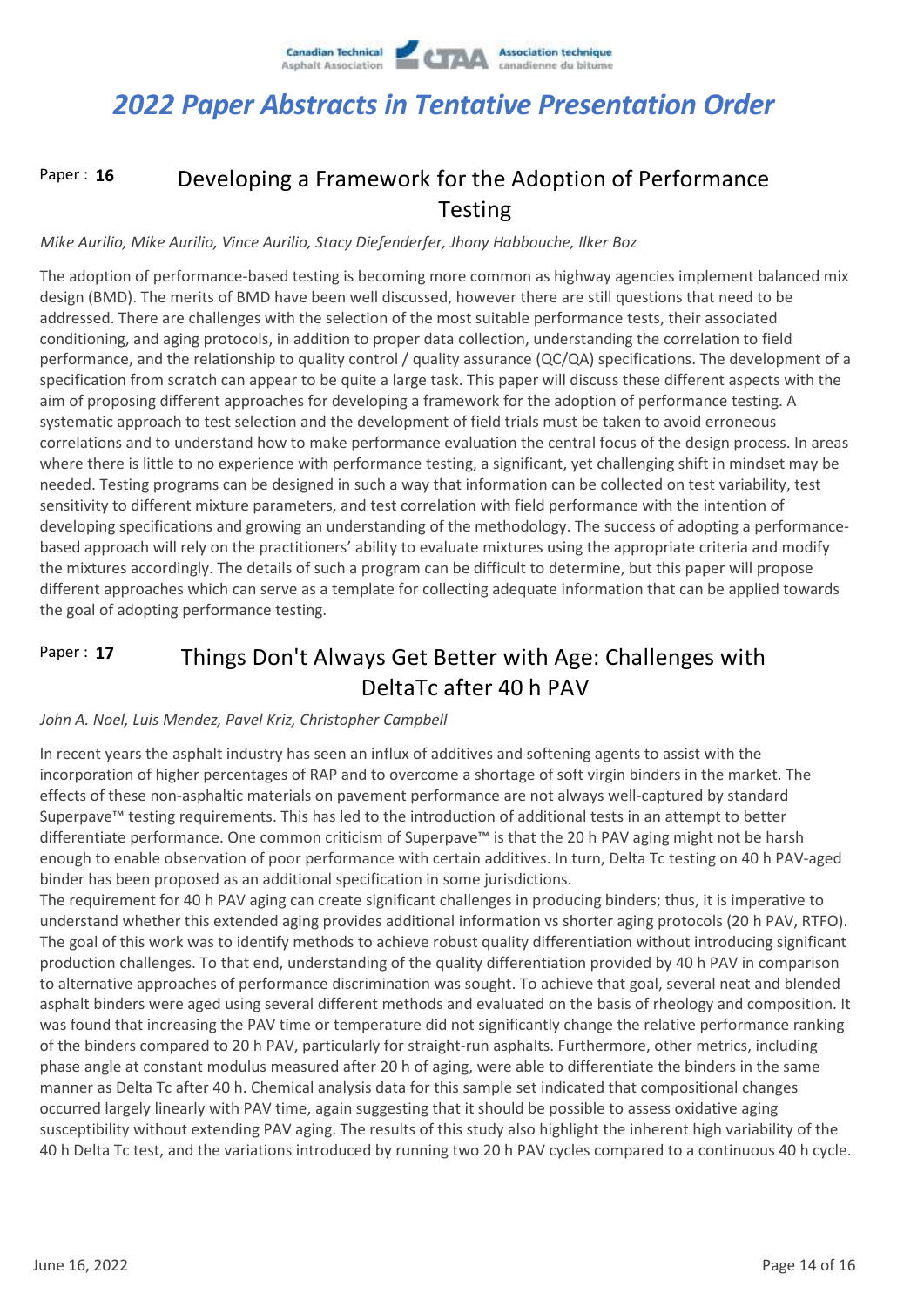# 2022 Paper Abstracts in Tentative Presentation Order

## Paper : 16 — Developing a Framework for the Adoption of Performance Testing

*Mike Aurilio, Mike Aurilio, Vince Aurilio, Stacy Diefenderfer, Jhony Habbouche, Ilker Boz*

The adoption of performance-based testing is becoming more common as highway agencies implement balanced mix design (BMD). The merits of BMD have been well discussed, however there are still questions that need to be addressed. There are challenges with the selection of the most suitable performance tests, their associated conditioning, and aging protocols, in addition to proper data collection, understanding the correlation to field performance, and the relationship to quality control / quality assurance (QC/QA) specifications. The development of a specification from scratch can appear to be quite a large task. This paper will discuss these different aspects with the aim of proposing different approaches for developing a framework for the adoption of performance testing. A systematic approach to test selection and the development of field trials must be taken to avoid erroneous correlations and to understand how to make performance evaluation the central focus of the design process. In areas where there is little to no experience with performance testing, a significant, yet challenging shift in mindset may be needed. Testing programs can be designed in such a way that information can be collected on test variability, test sensitivity to different mixture parameters, and test correlation with field performance with the intention of developing specifications and growing an understanding of the methodology. The success of adopting a performance-based approach will rely on the practitioners' ability to evaluate mixtures using the appropriate criteria and modify the mixtures accordingly. The details of such a program can be difficult to determine, but this paper will propose different approaches which can serve as a template for collecting adequate information that can be applied towards the goal of adopting performance testing.

## Paper : 17 — Things Don't Always Get Better with Age: Challenges with DeltaTc after 40 h PAV

*John A. Noel, Luis Mendez, Pavel Kriz, Christopher Campbell*

In recent years the asphalt industry has seen an influx of additives and softening agents to assist with the incorporation of higher percentages of RAP and to overcome a shortage of soft virgin binders in the market. The effects of these non-asphaltic materials on pavement performance are not always well-captured by standard Superpave™ testing requirements. This has led to the introduction of additional tests in an attempt to better differentiate performance. One common criticism of Superpave™ is that the 20 h PAV aging might not be harsh enough to enable observation of poor performance with certain additives. In turn, Delta Tc testing on 40 h PAV-aged binder has been proposed as an additional specification in some jurisdictions.

The requirement for 40 h PAV aging can create significant challenges in producing binders; thus, it is imperative to understand whether this extended aging provides additional information vs shorter aging protocols (20 h PAV, RTFO). The goal of this work was to identify methods to achieve robust quality differentiation without introducing significant production challenges. To that end, understanding of the quality differentiation provided by 40 h PAV in comparison to alternative approaches of performance discrimination was sought. To achieve that goal, several neat and blended asphalt binders were aged using several different methods and evaluated on the basis of rheology and composition. It was found that increasing the PAV time or temperature did not significantly change the relative performance ranking of the binders compared to 20 h PAV, particularly for straight-run asphalts. Furthermore, other metrics, including phase angle at constant modulus measured after 20 h of aging, were able to differentiate the binders in the same manner as Delta Tc after 40 h. Chemical analysis data for this sample set indicated that compositional changes occurred largely linearly with PAV time, again suggesting that it should be possible to assess oxidative aging susceptibility without extending PAV aging. The results of this study also highlight the inherent high variability of the 40 h Delta Tc test, and the variations introduced by running two 20 h PAV cycles compared to a continuous 40 h cycle.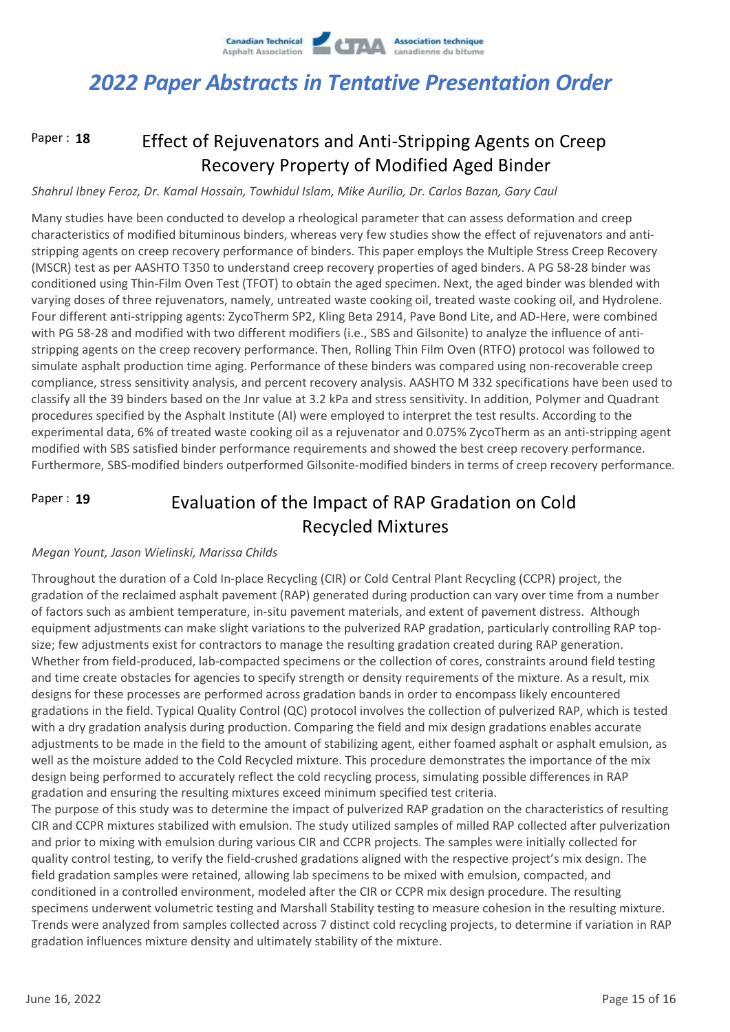# 2022 Paper Abstracts in Tentative Presentation Order

## Paper : 18 — Effect of Rejuvenators and Anti-Stripping Agents on Creep Recovery Property of Modified Aged Binder

*Shahrul Ibney Feroz, Dr. Kamal Hossain, Towhidul Islam, Mike Aurilio, Dr. Carlos Bazan, Gary Caul*

Many studies have been conducted to develop a rheological parameter that can assess deformation and creep characteristics of modified bituminous binders, whereas very few studies show the effect of rejuvenators and anti-stripping agents on creep recovery performance of binders. This paper employs the Multiple Stress Creep Recovery (MSCR) test as per AASHTO T350 to understand creep recovery properties of aged binders. A PG 58-28 binder was conditioned using Thin-Film Oven Test (TFOT) to obtain the aged specimen. Next, the aged binder was blended with varying doses of three rejuvenators, namely, untreated waste cooking oil, treated waste cooking oil, and Hydrolene. Four different anti-stripping agents: ZycoTherm SP2, Kling Beta 2914, Pave Bond Lite, and AD-Here, were combined with PG 58-28 and modified with two different modifiers (i.e., SBS and Gilsonite) to analyze the influence of anti-stripping agents on the creep recovery performance. Then, Rolling Thin Film Oven (RTFO) protocol was followed to simulate asphalt production time aging. Performance of these binders was compared using non-recoverable creep compliance, stress sensitivity analysis, and percent recovery analysis. AASHTO M 332 specifications have been used to classify all the 39 binders based on the Jnr value at 3.2 kPa and stress sensitivity. In addition, Polymer and Quadrant procedures specified by the Asphalt Institute (AI) were employed to interpret the test results. According to the experimental data, 6% of treated waste cooking oil as a rejuvenator and 0.075% ZycoTherm as an anti-stripping agent modified with SBS satisfied binder performance requirements and showed the best creep recovery performance. Furthermore, SBS-modified binders outperformed Gilsonite-modified binders in terms of creep recovery performance.

## Paper : 19 — Evaluation of the Impact of RAP Gradation on Cold Recycled Mixtures

*Megan Yount, Jason Wielinski, Marissa Childs*

Throughout the duration of a Cold In-place Recycling (CIR) or Cold Central Plant Recycling (CCPR) project, the gradation of the reclaimed asphalt pavement (RAP) generated during production can vary over time from a number of factors such as ambient temperature, in-situ pavement materials, and extent of pavement distress. Although equipment adjustments can make slight variations to the pulverized RAP gradation, particularly controlling RAP top-size; few adjustments exist for contractors to manage the resulting gradation created during RAP generation. Whether from field-produced, lab-compacted specimens or the collection of cores, constraints around field testing and time create obstacles for agencies to specify strength or density requirements of the mixture. As a result, mix designs for these processes are performed across gradation bands in order to encompass likely encountered gradations in the field. Typical Quality Control (QC) protocol involves the collection of pulverized RAP, which is tested with a dry gradation analysis during production. Comparing the field and mix design gradations enables accurate adjustments to be made in the field to the amount of stabilizing agent, either foamed asphalt or asphalt emulsion, as well as the moisture added to the Cold Recycled mixture. This procedure demonstrates the importance of the mix design being performed to accurately reflect the cold recycling process, simulating possible differences in RAP gradation and ensuring the resulting mixtures exceed minimum specified test criteria.

The purpose of this study was to determine the impact of pulverized RAP gradation on the characteristics of resulting CIR and CCPR mixtures stabilized with emulsion. The study utilized samples of milled RAP collected after pulverization and prior to mixing with emulsion during various CIR and CCPR projects. The samples were initially collected for quality control testing, to verify the field-crushed gradations aligned with the respective project's mix design. The field gradation samples were retained, allowing lab specimens to be mixed with emulsion, compacted, and conditioned in a controlled environment, modeled after the CIR or CCPR mix design procedure. The resulting specimens underwent volumetric testing and Marshall Stability testing to measure cohesion in the resulting mixture. Trends were analyzed from samples collected across 7 distinct cold recycling projects, to determine if variation in RAP gradation influences mixture density and ultimately stability of the mixture.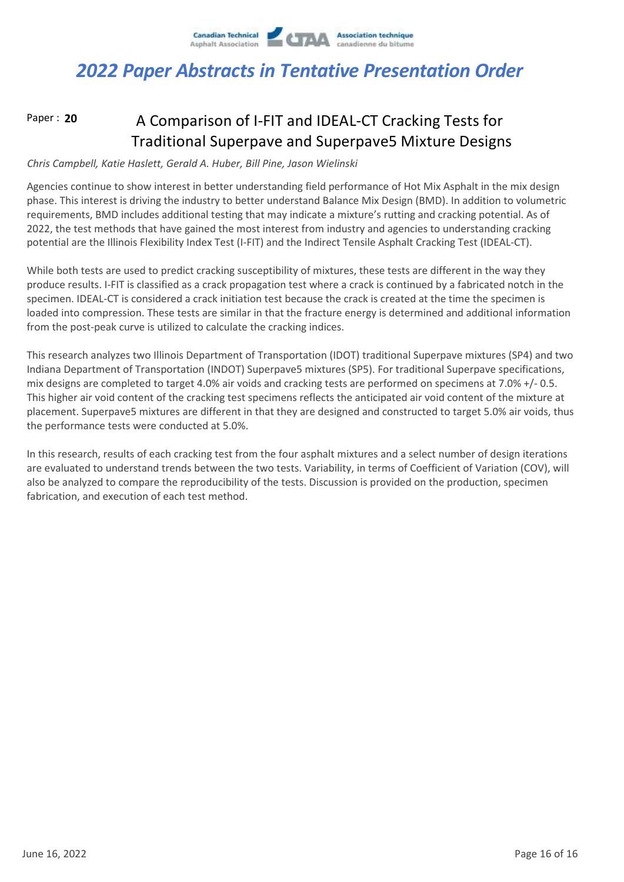# 2022 Paper Abstracts in Tentative Presentation Order

Paper : **20**

## A Comparison of I-FIT and IDEAL-CT Cracking Tests for Traditional Superpave and Superpave5 Mixture Designs

*Chris Campbell, Katie Haslett, Gerald A. Huber, Bill Pine, Jason Wielinski*

Agencies continue to show interest in better understanding field performance of Hot Mix Asphalt in the mix design phase. This interest is driving the industry to better understand Balance Mix Design (BMD). In addition to volumetric requirements, BMD includes additional testing that may indicate a mixture's rutting and cracking potential. As of 2022, the test methods that have gained the most interest from industry and agencies to understanding cracking potential are the Illinois Flexibility Index Test (I-FIT) and the Indirect Tensile Asphalt Cracking Test (IDEAL-CT).

While both tests are used to predict cracking susceptibility of mixtures, these tests are different in the way they produce results. I-FIT is classified as a crack propagation test where a crack is continued by a fabricated notch in the specimen. IDEAL-CT is considered a crack initiation test because the crack is created at the time the specimen is loaded into compression. These tests are similar in that the fracture energy is determined and additional information from the post-peak curve is utilized to calculate the cracking indices.

This research analyzes two Illinois Department of Transportation (IDOT) traditional Superpave mixtures (SP4) and two Indiana Department of Transportation (INDOT) Superpave5 mixtures (SP5). For traditional Superpave specifications, mix designs are completed to target 4.0% air voids and cracking tests are performed on specimens at 7.0% +/- 0.5. This higher air void content of the cracking test specimens reflects the anticipated air void content of the mixture at placement. Superpave5 mixtures are different in that they are designed and constructed to target 5.0% air voids, thus the performance tests were conducted at 5.0%.

In this research, results of each cracking test from the four asphalt mixtures and a select number of design iterations are evaluated to understand trends between the two tests. Variability, in terms of Coefficient of Variation (COV), will also be analyzed to compare the reproducibility of the tests. Discussion is provided on the production, specimen fabrication, and execution of each test method.